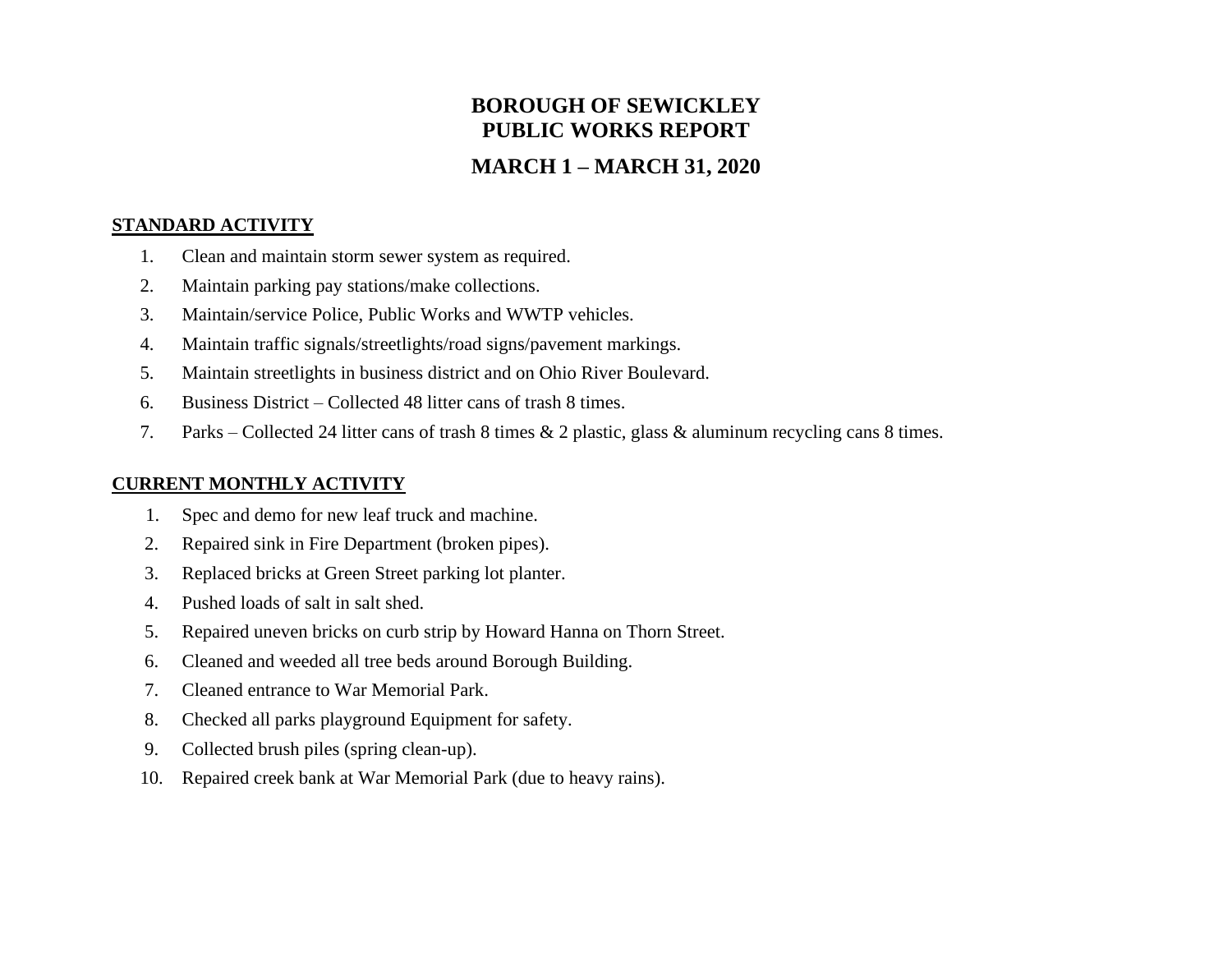# BOROUGH OF SEWICKLEY
# PUBLIC WORKS REPORT

## MARCH 1 – MARCH 31, 2020

**STANDARD ACTIVITY**

1. Clean and maintain storm sewer system as required.
2. Maintain parking pay stations/make collections.
3. Maintain/service Police, Public Works and WWTP vehicles.
4. Maintain traffic signals/streetlights/road signs/pavement markings.
5. Maintain streetlights in business district and on Ohio River Boulevard.
6. Business District – Collected 48 litter cans of trash 8 times.
7. Parks – Collected 24 litter cans of trash 8 times & 2 plastic, glass & aluminum recycling cans 8 times.

**CURRENT MONTHLY ACTIVITY**

1. Spec and demo for new leaf truck and machine.
2. Repaired sink in Fire Department (broken pipes).
3. Replaced bricks at Green Street parking lot planter.
4. Pushed loads of salt in salt shed.
5. Repaired uneven bricks on curb strip by Howard Hanna on Thorn Street.
6. Cleaned and weeded all tree beds around Borough Building.
7. Cleaned entrance to War Memorial Park.
8. Checked all parks playground Equipment for safety.
9. Collected brush piles (spring clean-up).
10. Repaired creek bank at War Memorial Park (due to heavy rains).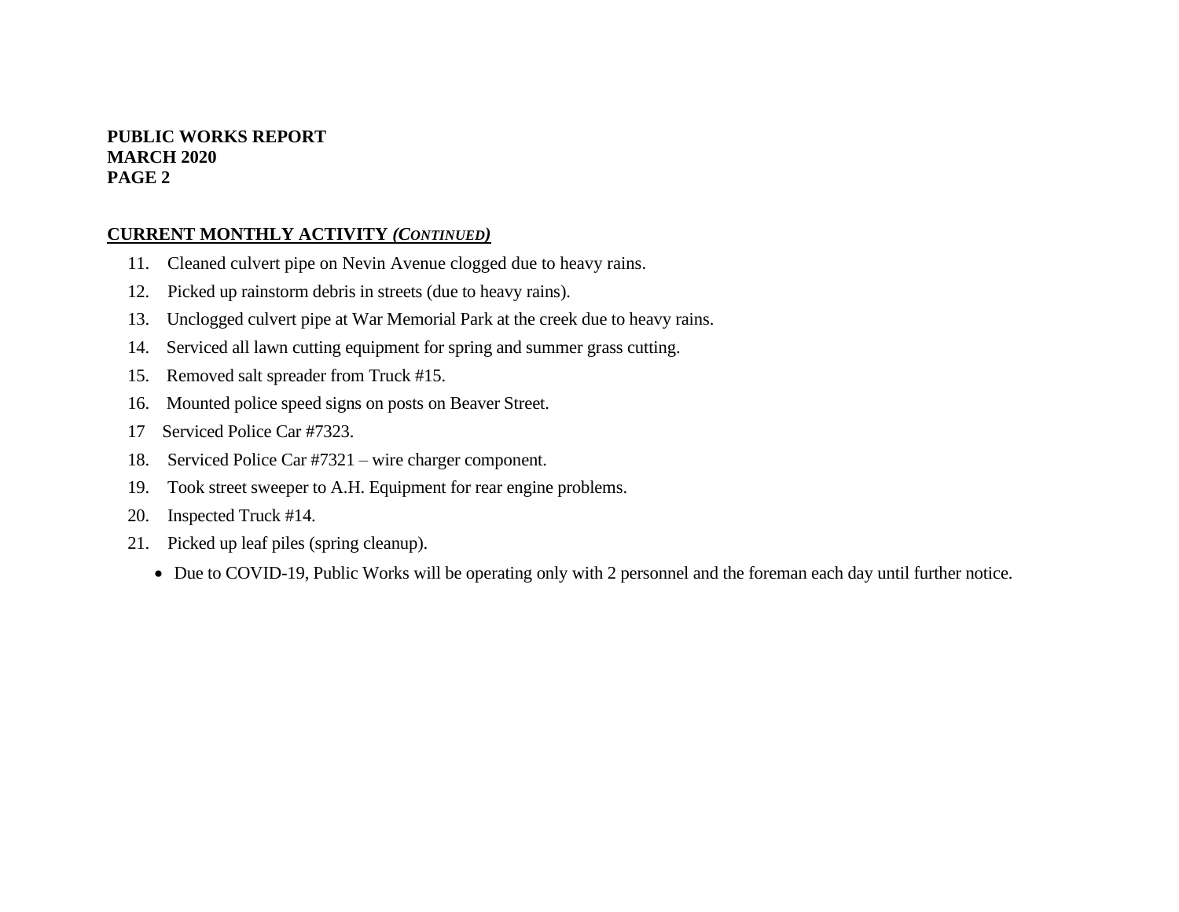## CURRENT MONTHLY ACTIVITY *(CONTINUED)*

11. Cleaned culvert pipe on Nevin Avenue clogged due to heavy rains.
12. Picked up rainstorm debris in streets (due to heavy rains).
13. Unclogged culvert pipe at War Memorial Park at the creek due to heavy rains.
14. Serviced all lawn cutting equipment for spring and summer grass cutting.
15. Removed salt spreader from Truck #15.
16. Mounted police speed signs on posts on Beaver Street.

17 Serviced Police Car #7323.

18. Serviced Police Car #7321 – wire charger component.
19. Took street sweeper to A.H. Equipment for rear engine problems.
20. Inspected Truck #14.
21. Picked up leaf piles (spring cleanup).

- Due to COVID-19, Public Works will be operating only with 2 personnel and the foreman each day until further notice.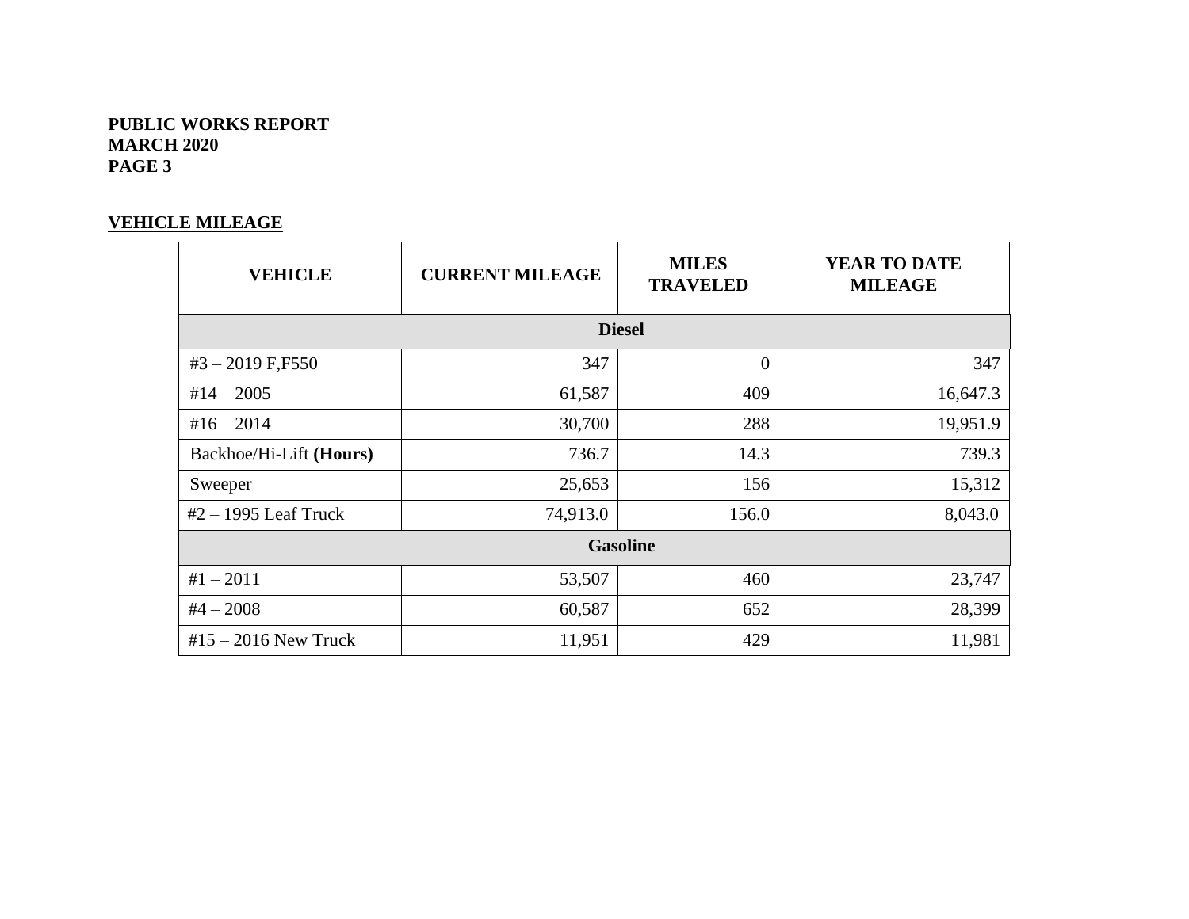**PUBLIC WORKS REPORT**
**MARCH 2020**
**PAGE 3**

## VEHICLE MILEAGE

| VEHICLE | CURRENT MILEAGE | MILES TRAVELED | YEAR TO DATE MILEAGE |
|---|---|---|---|
| **Diesel** | | | |
| #3 – 2019 F,F550 | 347 | 0 | 347 |
| #14 – 2005 | 61,587 | 409 | 16,647.3 |
| #16 – 2014 | 30,700 | 288 | 19,951.9 |
| Backhoe/Hi-Lift **(Hours)** | 736.7 | 14.3 | 739.3 |
| Sweeper | 25,653 | 156 | 15,312 |
| #2 – 1995 Leaf Truck | 74,913.0 | 156.0 | 8,043.0 |
| **Gasoline** | | | |
| #1 – 2011 | 53,507 | 460 | 23,747 |
| #4 – 2008 | 60,587 | 652 | 28,399 |
| #15 – 2016 New Truck | 11,951 | 429 | 11,981 |